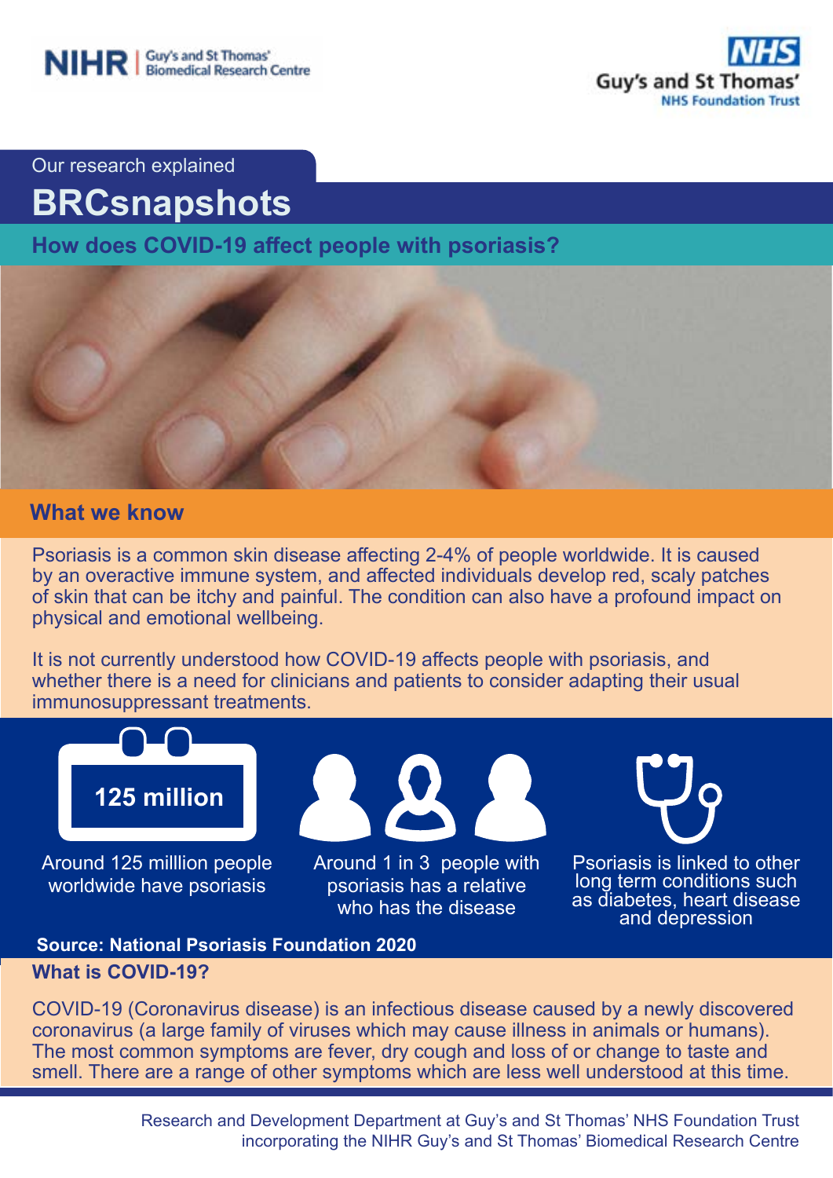NIHR | Guy's and St Thomas' Biomedical Research Centre

NHS Guy's and St Thomas' NHS Foundation Trust

Our research explained

# BRCsnapshots

## How does COVID-19 affect people with psoriasis?

### What we know

Psoriasis is a common skin disease affecting 2-4% of people worldwide. It is caused by an overactive immune system, and affected individuals develop red, scaly patches of skin that can be itchy and painful. The condition can also have a profound impact on physical and emotional wellbeing.

It is not currently understood how COVID-19 affects people with psoriasis, and whether there is a need for clinicians and patients to consider adapting their usual immunosuppressant treatments.

**125 million**

Around 125 milllion people worldwide have psoriasis

Around 1 in 3 people with psoriasis has a relative who has the disease

Psoriasis is linked to other long term conditions such as diabetes, heart disease and depression

**Source: National Psoriasis Foundation 2020**

### What is COVID-19?

COVID-19 (Coronavirus disease) is an infectious disease caused by a newly discovered coronavirus (a large family of viruses which may cause illness in animals or humans). The most common symptoms are fever, dry cough and loss of or change to taste and smell. There are a range of other symptoms which are less well understood at this time.

Research and Development Department at Guy's and St Thomas' NHS Foundation Trust incorporating the NIHR Guy's and St Thomas' Biomedical Research Centre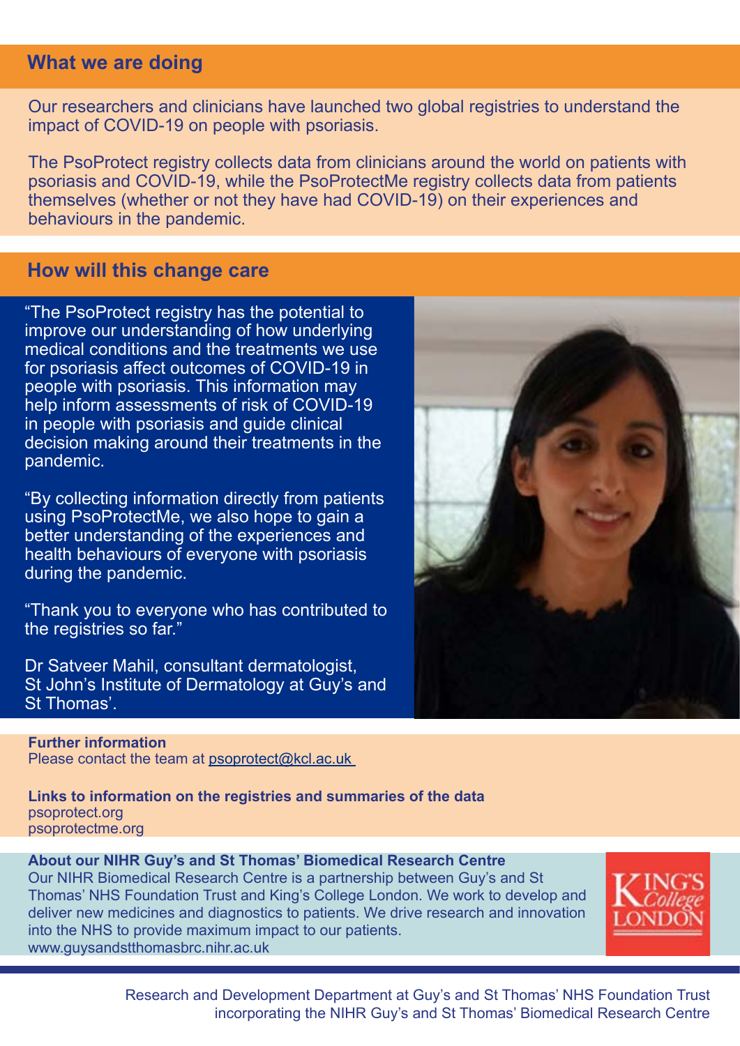## What we are doing

Our researchers and clinicians have launched two global registries to understand the impact of COVID-19 on people with psoriasis.

The PsoProtect registry collects data from clinicians around the world on patients with psoriasis and COVID-19, while the PsoProtectMe registry collects data from patients themselves (whether or not they have had COVID-19) on their experiences and behaviours in the pandemic.

## How will this change care

"The PsoProtect registry has the potential to improve our understanding of how underlying medical conditions and the treatments we use for psoriasis affect outcomes of COVID-19 in people with psoriasis. This information may help inform assessments of risk of COVID-19 in people with psoriasis and guide clinical decision making around their treatments in the pandemic.

"By collecting information directly from patients using PsoProtectMe, we also hope to gain a better understanding of the experiences and health behaviours of everyone with psoriasis during the pandemic.

"Thank you to everyone who has contributed to the registries so far."

Dr Satveer Mahil, consultant dermatologist, St John's Institute of Dermatology at Guy's and St Thomas'.

**Further information**
Please contact the team at psoprotect@kcl.ac.uk

**Links to information on the registries and summaries of the data**
psoprotect.org
psoprotectme.org

**About our NIHR Guy's and St Thomas' Biomedical Research Centre**
Our NIHR Biomedical Research Centre is a partnership between Guy's and St Thomas' NHS Foundation Trust and King's College London. We work to develop and deliver new medicines and diagnostics to patients. We drive research and innovation into the NHS to provide maximum impact to our patients.
www.guysandstthomasbrc.nihr.ac.uk

KING'S College LONDON

Research and Development Department at Guy's and St Thomas' NHS Foundation Trust incorporating the NIHR Guy's and St Thomas' Biomedical Research Centre